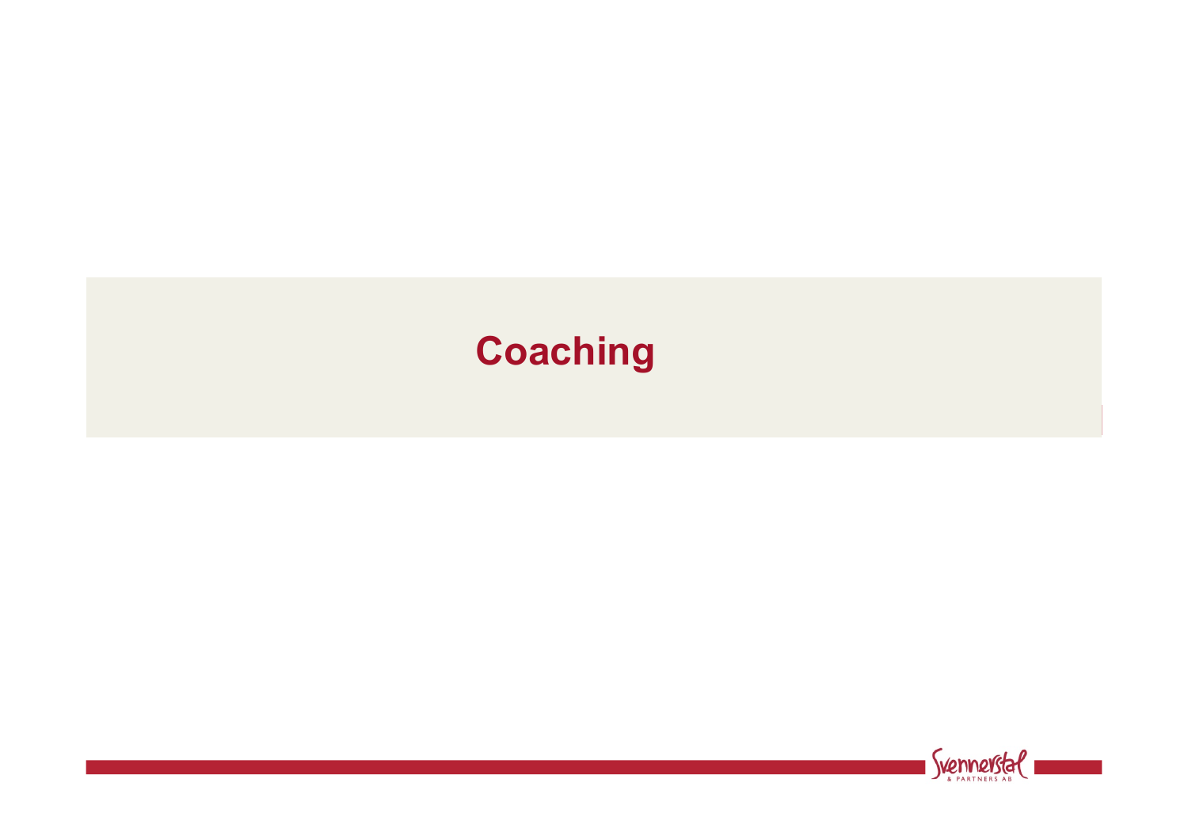# Coaching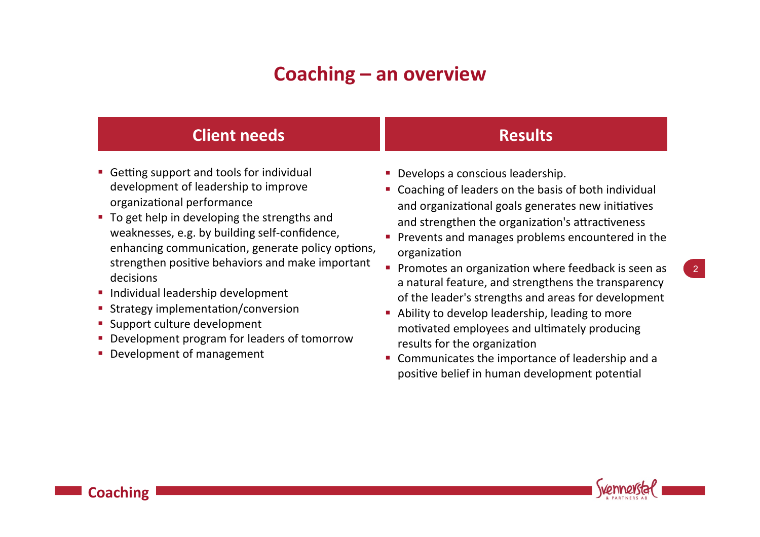# Coaching – an overview

## Client needs

- Getting support and tools for individual development of leadership to improve organizational performance
- To get help in developing the strengths and weaknesses, e.g. by building self-confidence, enhancing communication, generate policy options, strengthen positive behaviors and make important decisions
- Individual leadership development
- Strategy implementation/conversion
- Support culture development
- Development program for leaders of tomorrow
- Development of management

## Results

- Develops a conscious leadership.
- Coaching of leaders on the basis of both individual and organizational goals generates new initiatives and strengthen the organization's attractiveness
- Prevents and manages problems encountered in the organization
- Promotes an organization where feedback is seen as a natural feature, and strengthens the transparency of the leader's strengths and areas for development
- Ability to develop leadership, leading to more motivated employees and ultimately producing results for the organization
- Communicates the importance of leadership and a positive belief in human development potential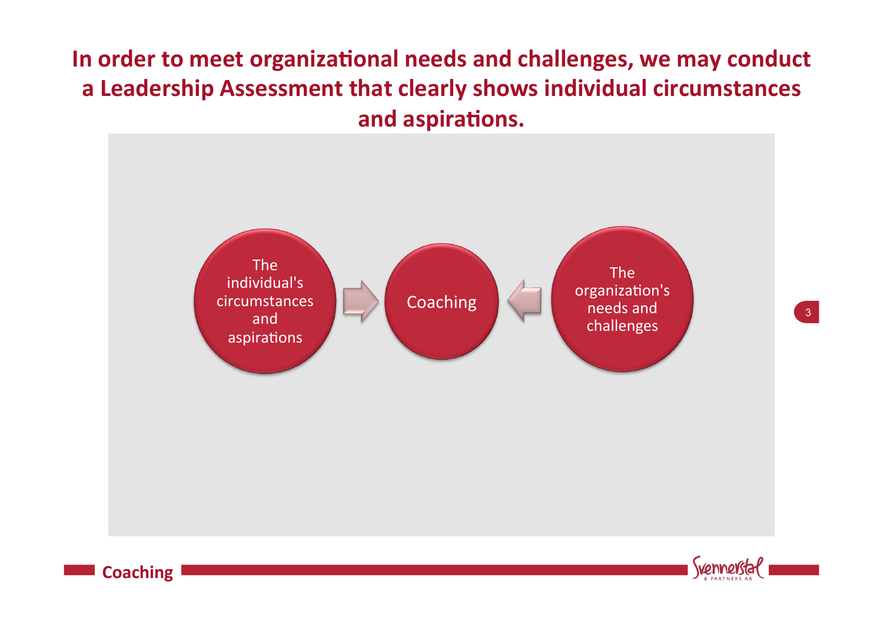# In order to meet organizational needs and challenges, we may conduct a Leadership Assessment that clearly shows individual circumstances and aspirations.

The individual's circumstances and aspirations → Coaching ← The organization's needs and challenges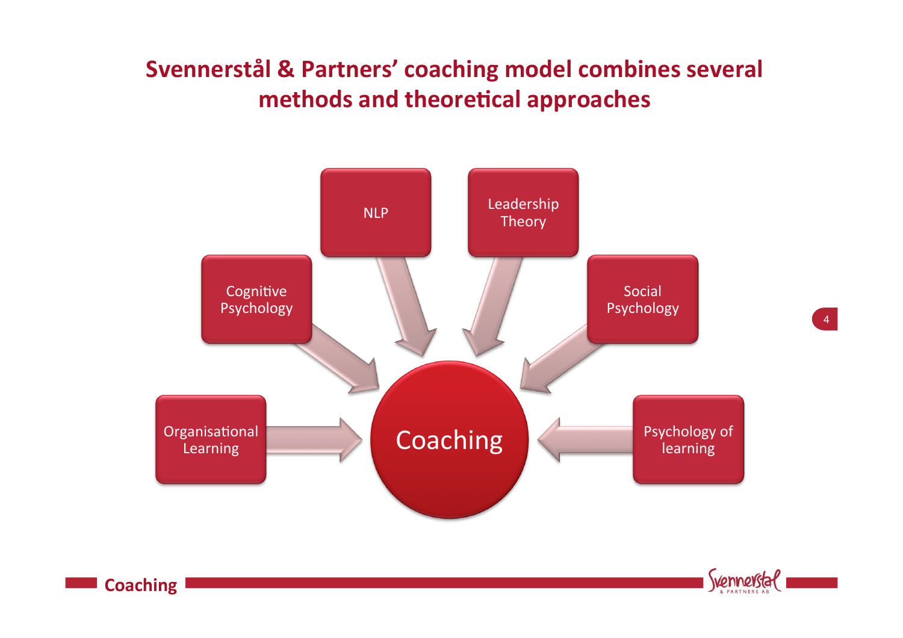# Svennerstål & Partners' coaching model combines several methods and theoretical approaches

- Organisational Learning
- Cognitive Psychology
- NLP
- Leadership Theory
- Social Psychology
- Psychology of learning

→ Coaching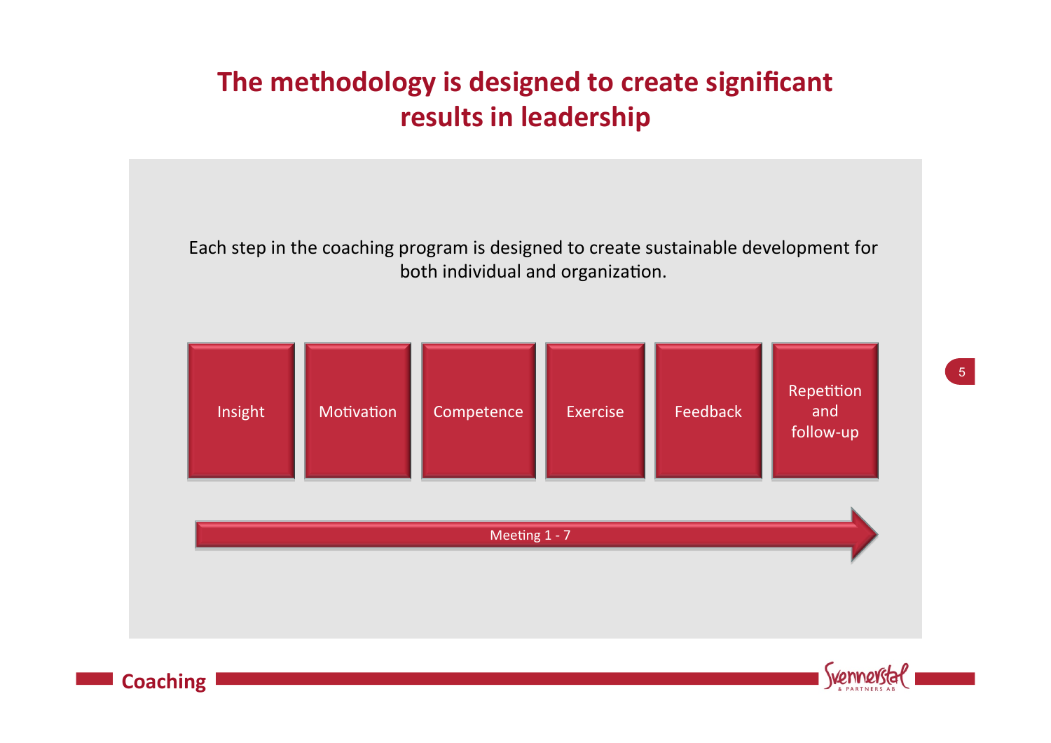# The methodology is designed to create significant results in leadership

Each step in the coaching program is designed to create sustainable development for both individual and organization.

Insight → Motivation → Competence → Exercise → Feedback → Repetition and follow-up

Meeting 1 - 7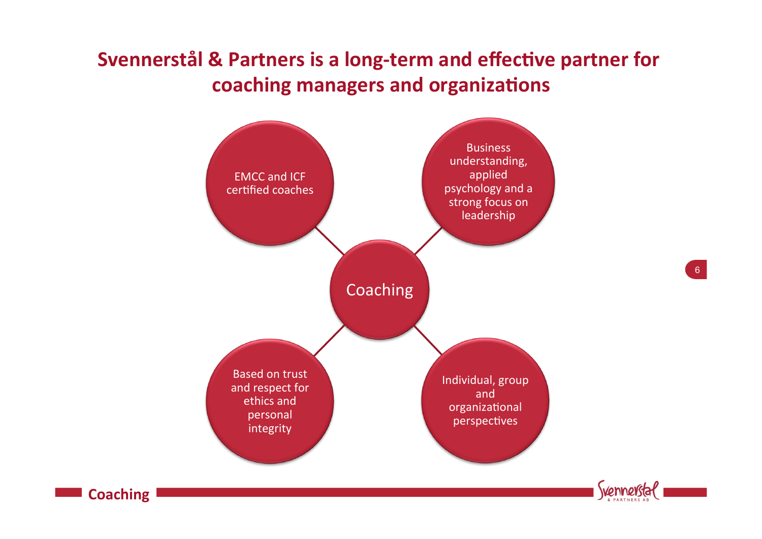# Svennerstål & Partners is a long-term and effective partner for coaching managers and organizations

**Coaching**

- EMCC and ICF certified coaches
- Business understanding, applied psychology and a strong focus on leadership
- Based on trust and respect for ethics and personal integrity
- Individual, group and organizational perspectives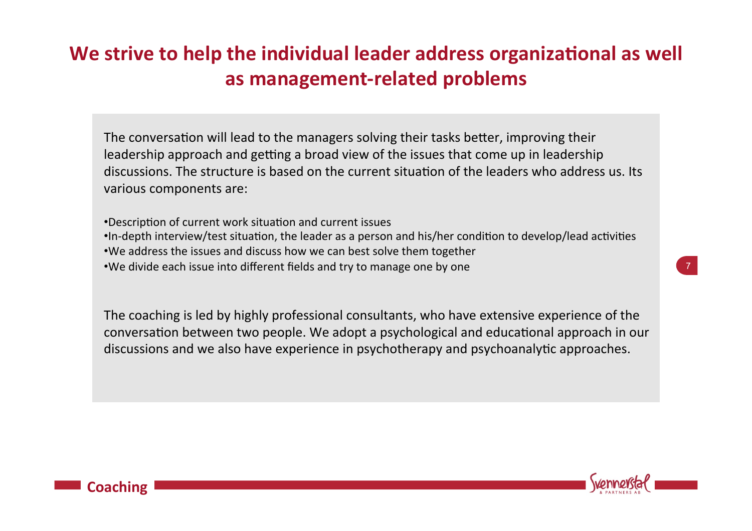# We strive to help the individual leader address organizational as well as management-related problems

The conversation will lead to the managers solving their tasks better, improving their leadership approach and getting a broad view of the issues that come up in leadership discussions. The structure is based on the current situation of the leaders who address us. Its various components are:

- Description of current work situation and current issues
- In-depth interview/test situation, the leader as a person and his/her condition to develop/lead activities
- We address the issues and discuss how we can best solve them together
- We divide each issue into different fields and try to manage one by one

The coaching is led by highly professional consultants, who have extensive experience of the conversation between two people. We adopt a psychological and educational approach in our discussions and we also have experience in psychotherapy and psychoanalytic approaches.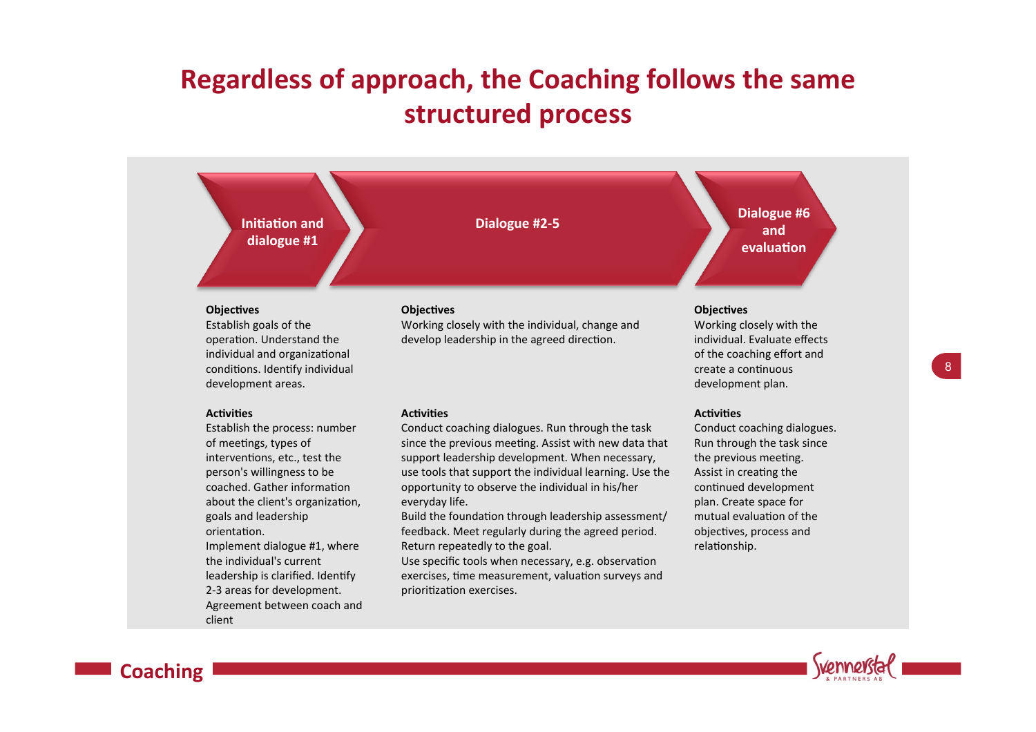# Regardless of approach, the Coaching follows the same structured process

## Initiation and dialogue #1

**Objectives**
Establish goals of the operation. Understand the individual and organizational conditions. Identify individual development areas.

**Activities**
Establish the process: number of meetings, types of interventions, etc., test the person's willingness to be coached. Gather information about the client's organization, goals and leadership orientation.
Implement dialogue #1, where the individual's current leadership is clarified. Identify 2-3 areas for development. Agreement between coach and client

## Dialogue #2-5

**Objectives**
Working closely with the individual, change and develop leadership in the agreed direction.

**Activities**
Conduct coaching dialogues. Run through the task since the previous meeting. Assist with new data that support leadership development. When necessary, use tools that support the individual learning. Use the opportunity to observe the individual in his/her everyday life.
Build the foundation through leadership assessment/ feedback. Meet regularly during the agreed period. Return repeatedly to the goal.
Use specific tools when necessary, e.g. observation exercises, time measurement, valuation surveys and prioritization exercises.

## Dialogue #6 and evaluation

**Objectives**
Working closely with the individual. Evaluate effects of the coaching effort and create a continuous development plan.

**Activities**
Conduct coaching dialogues. Run through the task since the previous meeting. Assist in creating the continued development plan. Create space for mutual evaluation of the objectives, process and relationship.